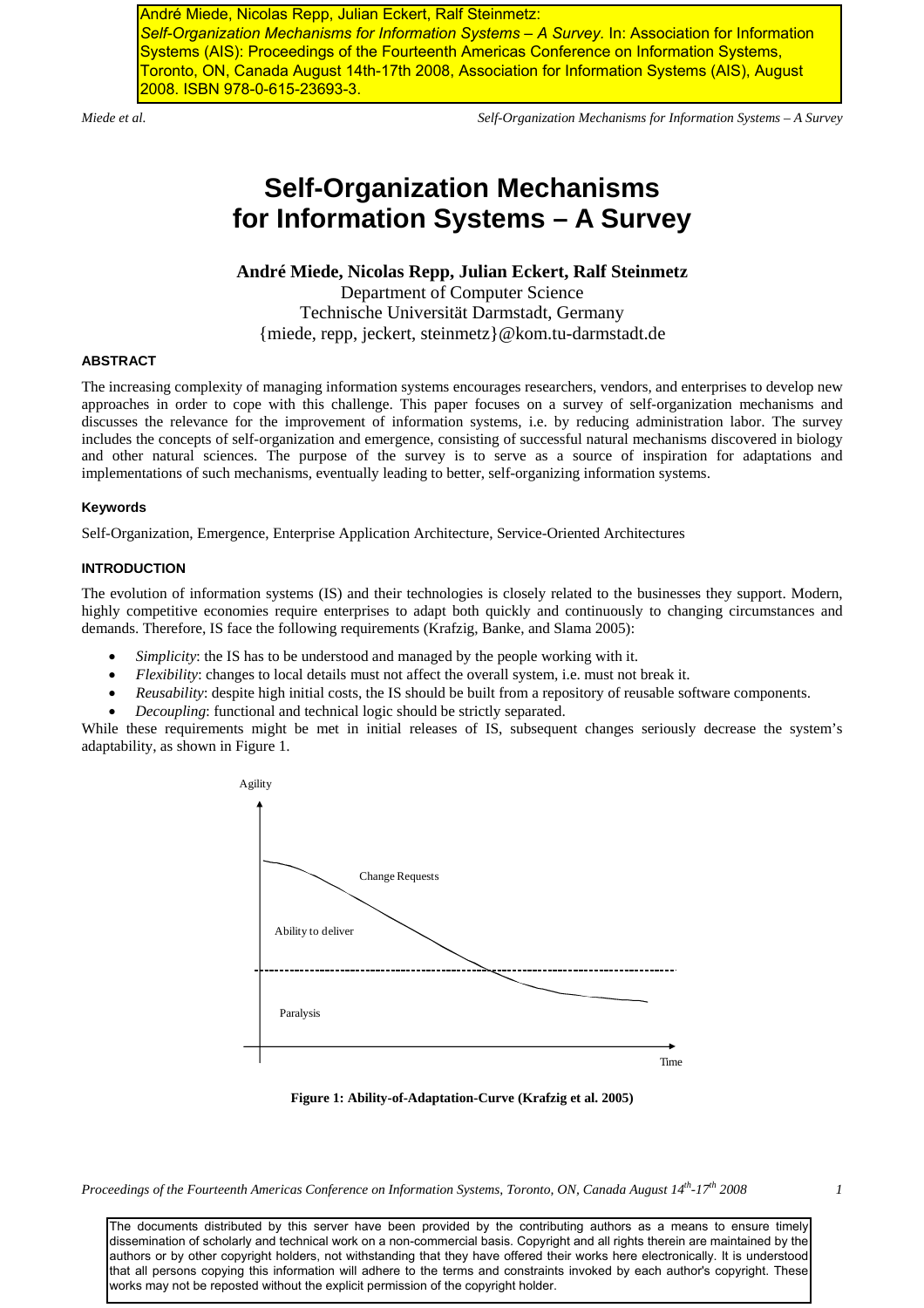André Miede, Nicolas Repp, Julian Eckert, Ralf Steinmetz:
*Self-Organization Mechanisms for Information Systems – A Survey*. In: Association for Information Systems (AIS): Proceedings of the Fourteenth Americas Conference on Information Systems, Toronto, ON, Canada August 14th-17th 2008, Association for Information Systems (AIS), August 2008. ISBN 978-0-615-23693-3.

# Self-Organization Mechanisms for Information Systems – A Survey

**André Miede, Nicolas Repp, Julian Eckert, Ralf Steinmetz**

Department of Computer Science
Technische Universität Darmstadt, Germany
{miede, repp, jeckert, steinmetz}@kom.tu-darmstadt.de

## ABSTRACT

The increasing complexity of managing information systems encourages researchers, vendors, and enterprises to develop new approaches in order to cope with this challenge. This paper focuses on a survey of self-organization mechanisms and discusses the relevance for the improvement of information systems, i.e. by reducing administration labor. The survey includes the concepts of self-organization and emergence, consisting of successful natural mechanisms discovered in biology and other natural sciences. The purpose of the survey is to serve as a source of inspiration for adaptations and implementations of such mechanisms, eventually leading to better, self-organizing information systems.

### Keywords

Self-Organization, Emergence, Enterprise Application Architecture, Service-Oriented Architectures

## INTRODUCTION

The evolution of information systems (IS) and their technologies is closely related to the businesses they support. Modern, highly competitive economies require enterprises to adapt both quickly and continuously to changing circumstances and demands. Therefore, IS face the following requirements (Krafzig, Banke, and Slama 2005):

- *Simplicity*: the IS has to be understood and managed by the people working with it.
- *Flexibility*: changes to local details must not affect the overall system, i.e. must not break it.
- *Reusability*: despite high initial costs, the IS should be built from a repository of reusable software components.
- *Decoupling*: functional and technical logic should be strictly separated.

While these requirements might be met in initial releases of IS, subsequent changes seriously decrease the system's adaptability, as shown in Figure 1.

Agility
Change Requests
Ability to deliver
Paralysis
Time

**Figure 1: Ability-of-Adaptation-Curve (Krafzig et al. 2005)**

The documents distributed by this server have been provided by the contributing authors as a means to ensure timely dissemination of scholarly and technical work on a non-commercial basis. Copyright and all rights therein are maintained by the authors or by other copyright holders, not withstanding that they have offered their works here electronically. It is understood that all persons copying this information will adhere to the terms and constraints invoked by each author's copyright. These works may not be reposted without the explicit permission of the copyright holder.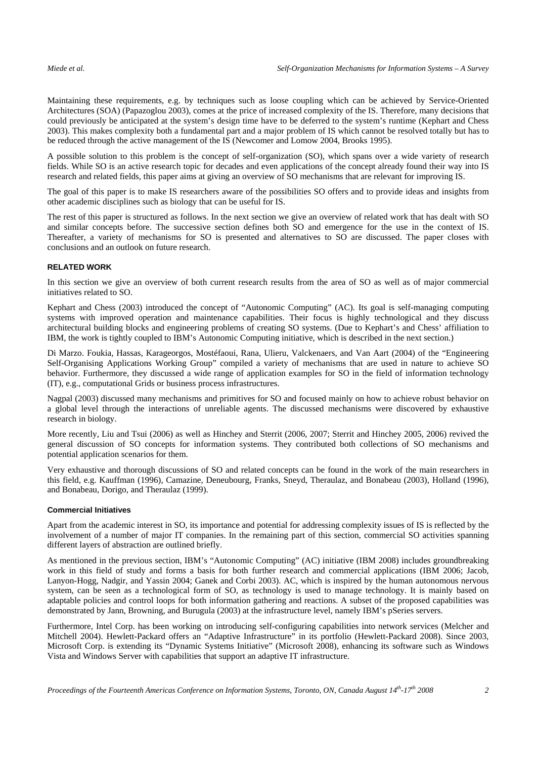Maintaining these requirements, e.g. by techniques such as loose coupling which can be achieved by Service-Oriented Architectures (SOA) (Papazoglou 2003), comes at the price of increased complexity of the IS. Therefore, many decisions that could previously be anticipated at the system's design time have to be deferred to the system's runtime (Kephart and Chess 2003). This makes complexity both a fundamental part and a major problem of IS which cannot be resolved totally but has to be reduced through the active management of the IS (Newcomer and Lomow 2004, Brooks 1995).

A possible solution to this problem is the concept of self-organization (SO), which spans over a wide variety of research fields. While SO is an active research topic for decades and even applications of the concept already found their way into IS research and related fields, this paper aims at giving an overview of SO mechanisms that are relevant for improving IS.

The goal of this paper is to make IS researchers aware of the possibilities SO offers and to provide ideas and insights from other academic disciplines such as biology that can be useful for IS.

The rest of this paper is structured as follows. In the next section we give an overview of related work that has dealt with SO and similar concepts before. The successive section defines both SO and emergence for the use in the context of IS. Thereafter, a variety of mechanisms for SO is presented and alternatives to SO are discussed. The paper closes with conclusions and an outlook on future research.

## RELATED WORK

In this section we give an overview of both current research results from the area of SO as well as of major commercial initiatives related to SO.

Kephart and Chess (2003) introduced the concept of "Autonomic Computing" (AC). Its goal is self-managing computing systems with improved operation and maintenance capabilities. Their focus is highly technological and they discuss architectural building blocks and engineering problems of creating SO systems. (Due to Kephart's and Chess' affiliation to IBM, the work is tightly coupled to IBM's Autonomic Computing initiative, which is described in the next section.)

Di Marzo. Foukia, Hassas, Karageorgos, Mostéfaoui, Rana, Ulieru, Valckenaers, and Van Aart (2004) of the "Engineering Self-Organising Applications Working Group" compiled a variety of mechanisms that are used in nature to achieve SO behavior. Furthermore, they discussed a wide range of application examples for SO in the field of information technology (IT), e.g., computational Grids or business process infrastructures.

Nagpal (2003) discussed many mechanisms and primitives for SO and focused mainly on how to achieve robust behavior on a global level through the interactions of unreliable agents. The discussed mechanisms were discovered by exhaustive research in biology.

More recently, Liu and Tsui (2006) as well as Hinchey and Sterrit (2006, 2007; Sterrit and Hinchey 2005, 2006) revived the general discussion of SO concepts for information systems. They contributed both collections of SO mechanisms and potential application scenarios for them.

Very exhaustive and thorough discussions of SO and related concepts can be found in the work of the main researchers in this field, e.g. Kauffman (1996), Camazine, Deneubourg, Franks, Sneyd, Theraulaz, and Bonabeau (2003), Holland (1996), and Bonabeau, Dorigo, and Theraulaz (1999).

### Commercial Initiatives

Apart from the academic interest in SO, its importance and potential for addressing complexity issues of IS is reflected by the involvement of a number of major IT companies. In the remaining part of this section, commercial SO activities spanning different layers of abstraction are outlined briefly.

As mentioned in the previous section, IBM's "Autonomic Computing" (AC) initiative (IBM 2008) includes groundbreaking work in this field of study and forms a basis for both further research and commercial applications (IBM 2006; Jacob, Lanyon-Hogg, Nadgir, and Yassin 2004; Ganek and Corbi 2003). AC, which is inspired by the human autonomous nervous system, can be seen as a technological form of SO, as technology is used to manage technology. It is mainly based on adaptable policies and control loops for both information gathering and reactions. A subset of the proposed capabilities was demonstrated by Jann, Browning, and Burugula (2003) at the infrastructure level, namely IBM's pSeries servers.

Furthermore, Intel Corp. has been working on introducing self-configuring capabilities into network services (Melcher and Mitchell 2004). Hewlett-Packard offers an "Adaptive Infrastructure" in its portfolio (Hewlett-Packard 2008). Since 2003, Microsoft Corp. is extending its "Dynamic Systems Initiative" (Microsoft 2008), enhancing its software such as Windows Vista and Windows Server with capabilities that support an adaptive IT infrastructure.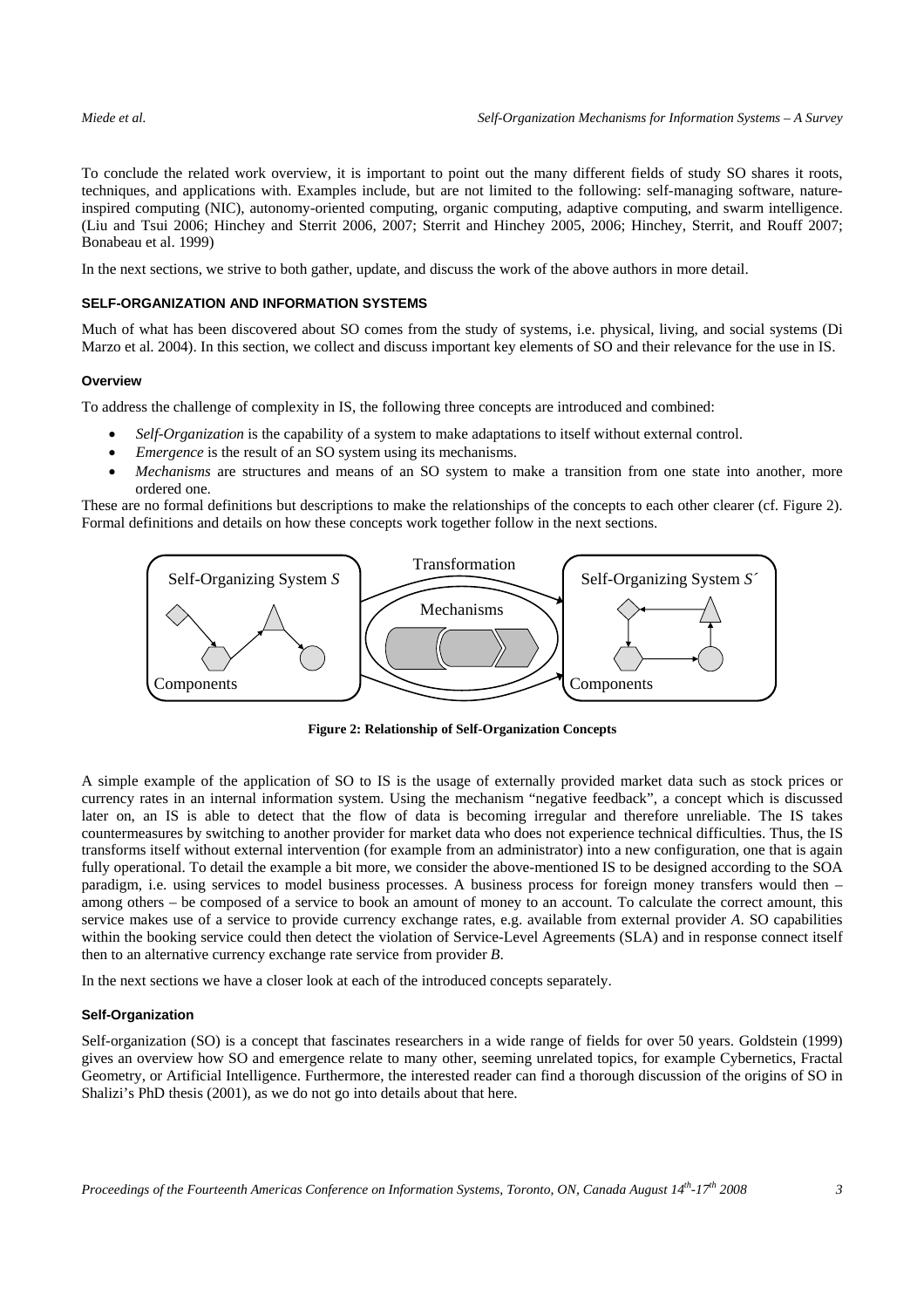To conclude the related work overview, it is important to point out the many different fields of study SO shares it roots, techniques, and applications with. Examples include, but are not limited to the following: self-managing software, nature-inspired computing (NIC), autonomy-oriented computing, organic computing, adaptive computing, and swarm intelligence. (Liu and Tsui 2006; Hinchey and Sterrit 2006, 2007; Sterrit and Hinchey 2005, 2006; Hinchey, Sterrit, and Rouff 2007; Bonabeau et al. 1999)

In the next sections, we strive to both gather, update, and discuss the work of the above authors in more detail.

## SELF-ORGANIZATION AND INFORMATION SYSTEMS

Much of what has been discovered about SO comes from the study of systems, i.e. physical, living, and social systems (Di Marzo et al. 2004). In this section, we collect and discuss important key elements of SO and their relevance for the use in IS.

### Overview

To address the challenge of complexity in IS, the following three concepts are introduced and combined:

- *Self-Organization* is the capability of a system to make adaptations to itself without external control.
- *Emergence* is the result of an SO system using its mechanisms.
- *Mechanisms* are structures and means of an SO system to make a transition from one state into another, more ordered one.

These are no formal definitions but descriptions to make the relationships of the concepts to each other clearer (cf. Figure 2). Formal definitions and details on how these concepts work together follow in the next sections.

Self-Organizing System *S*

Components

Transformation

Mechanisms

Self-Organizing System *S´*

Components

**Figure 2: Relationship of Self-Organization Concepts**

A simple example of the application of SO to IS is the usage of externally provided market data such as stock prices or currency rates in an internal information system. Using the mechanism "negative feedback", a concept which is discussed later on, an IS is able to detect that the flow of data is becoming irregular and therefore unreliable. The IS takes countermeasures by switching to another provider for market data who does not experience technical difficulties. Thus, the IS transforms itself without external intervention (for example from an administrator) into a new configuration, one that is again fully operational. To detail the example a bit more, we consider the above-mentioned IS to be designed according to the SOA paradigm, i.e. using services to model business processes. A business process for foreign money transfers would then – among others – be composed of a service to book an amount of money to an account. To calculate the correct amount, this service makes use of a service to provide currency exchange rates, e.g. available from external provider *A*. SO capabilities within the booking service could then detect the violation of Service-Level Agreements (SLA) and in response connect itself then to an alternative currency exchange rate service from provider *B*.

In the next sections we have a closer look at each of the introduced concepts separately.

### Self-Organization

Self-organization (SO) is a concept that fascinates researchers in a wide range of fields for over 50 years. Goldstein (1999) gives an overview how SO and emergence relate to many other, seeming unrelated topics, for example Cybernetics, Fractal Geometry, or Artificial Intelligence. Furthermore, the interested reader can find a thorough discussion of the origins of SO in Shalizi's PhD thesis (2001), as we do not go into details about that here.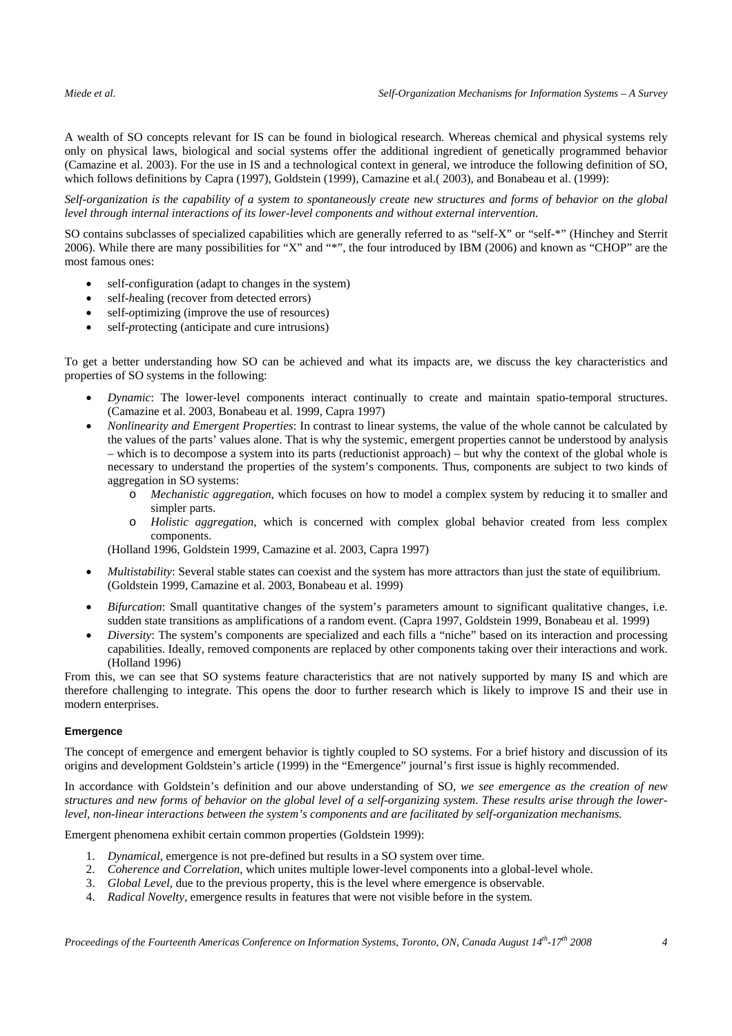A wealth of SO concepts relevant for IS can be found in biological research. Whereas chemical and physical systems rely only on physical laws, biological and social systems offer the additional ingredient of genetically programmed behavior (Camazine et al. 2003). For the use in IS and a technological context in general, we introduce the following definition of SO, which follows definitions by Capra (1997), Goldstein (1999), Camazine et al.( 2003), and Bonabeau et al. (1999):

*Self-organization is the capability of a system to spontaneously create new structures and forms of behavior on the global level through internal interactions of its lower-level components and without external intervention.*

SO contains subclasses of specialized capabilities which are generally referred to as "self-X" or "self-*" (Hinchey and Sterrit 2006). While there are many possibilities for "X" and "*", the four introduced by IBM (2006) and known as "CHOP" are the most famous ones:

- self-*c*onfiguration (adapt to changes in the system)
- self-*h*ealing (recover from detected errors)
- self-*o*ptimizing (improve the use of resources)
- self-*p*rotecting (anticipate and cure intrusions)

To get a better understanding how SO can be achieved and what its impacts are, we discuss the key characteristics and properties of SO systems in the following:

- *Dynamic*: The lower-level components interact continually to create and maintain spatio-temporal structures. (Camazine et al. 2003, Bonabeau et al. 1999, Capra 1997)
- *Nonlinearity and Emergent Properties*: In contrast to linear systems, the value of the whole cannot be calculated by the values of the parts' values alone. That is why the systemic, emergent properties cannot be understood by analysis – which is to decompose a system into its parts (reductionist approach) – but why the context of the global whole is necessary to understand the properties of the system's components. Thus, components are subject to two kinds of aggregation in SO systems:
    - *Mechanistic aggregation*, which focuses on how to model a complex system by reducing it to smaller and simpler parts.
    - *Holistic aggregation*, which is concerned with complex global behavior created from less complex components.

  (Holland 1996, Goldstein 1999, Camazine et al. 2003, Capra 1997)
- *Multistability*: Several stable states can coexist and the system has more attractors than just the state of equilibrium. (Goldstein 1999, Camazine et al. 2003, Bonabeau et al. 1999)
- *Bifurcation*: Small quantitative changes of the system's parameters amount to significant qualitative changes, i.e. sudden state transitions as amplifications of a random event. (Capra 1997, Goldstein 1999, Bonabeau et al. 1999)
- *Diversity*: The system's components are specialized and each fills a "niche" based on its interaction and processing capabilities. Ideally, removed components are replaced by other components taking over their interactions and work. (Holland 1996)

From this, we can see that SO systems feature characteristics that are not natively supported by many IS and which are therefore challenging to integrate. This opens the door to further research which is likely to improve IS and their use in modern enterprises.

### Emergence

The concept of emergence and emergent behavior is tightly coupled to SO systems. For a brief history and discussion of its origins and development Goldstein's article (1999) in the "Emergence" journal's first issue is highly recommended.

In accordance with Goldstein's definition and our above understanding of SO, *we see emergence as the creation of new structures and new forms of behavior on the global level of a self-organizing system. These results arise through the lower-level, non-linear interactions between the system's components and are facilitated by self-organization mechanisms.*

Emergent phenomena exhibit certain common properties (Goldstein 1999):

1. *Dynamical*, emergence is not pre-defined but results in a SO system over time.
2. *Coherence and Correlation*, which unites multiple lower-level components into a global-level whole.
3. *Global Level*, due to the previous property, this is the level where emergence is observable.
4. *Radical Novelty*, emergence results in features that were not visible before in the system.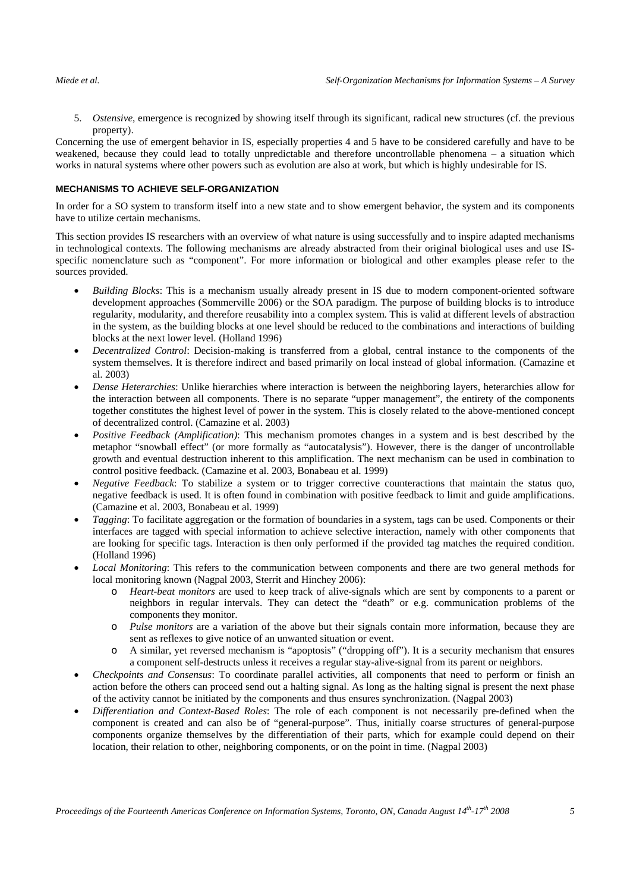5. *Ostensive*, emergence is recognized by showing itself through its significant, radical new structures (cf. the previous property).

Concerning the use of emergent behavior in IS, especially properties 4 and 5 have to be considered carefully and have to be weakened, because they could lead to totally unpredictable and therefore uncontrollable phenomena – a situation which works in natural systems where other powers such as evolution are also at work, but which is highly undesirable for IS.

### MECHANISMS TO ACHIEVE SELF-ORGANIZATION

In order for a SO system to transform itself into a new state and to show emergent behavior, the system and its components have to utilize certain mechanisms.

This section provides IS researchers with an overview of what nature is using successfully and to inspire adapted mechanisms in technological contexts. The following mechanisms are already abstracted from their original biological uses and use IS-specific nomenclature such as "component". For more information or biological and other examples please refer to the sources provided.

- *Building Blocks*: This is a mechanism usually already present in IS due to modern component-oriented software development approaches (Sommerville 2006) or the SOA paradigm. The purpose of building blocks is to introduce regularity, modularity, and therefore reusability into a complex system. This is valid at different levels of abstraction in the system, as the building blocks at one level should be reduced to the combinations and interactions of building blocks at the next lower level. (Holland 1996)
- *Decentralized Control*: Decision-making is transferred from a global, central instance to the components of the system themselves. It is therefore indirect and based primarily on local instead of global information. (Camazine et al. 2003)
- *Dense Heterarchies*: Unlike hierarchies where interaction is between the neighboring layers, heterarchies allow for the interaction between all components. There is no separate "upper management", the entirety of the components together constitutes the highest level of power in the system. This is closely related to the above-mentioned concept of decentralized control. (Camazine et al. 2003)
- *Positive Feedback (Amplification)*: This mechanism promotes changes in a system and is best described by the metaphor "snowball effect" (or more formally as "autocatalysis"). However, there is the danger of uncontrollable growth and eventual destruction inherent to this amplification. The next mechanism can be used in combination to control positive feedback. (Camazine et al. 2003, Bonabeau et al. 1999)
- *Negative Feedback*: To stabilize a system or to trigger corrective counteractions that maintain the status quo, negative feedback is used. It is often found in combination with positive feedback to limit and guide amplifications. (Camazine et al. 2003, Bonabeau et al. 1999)
- *Tagging*: To facilitate aggregation or the formation of boundaries in a system, tags can be used. Components or their interfaces are tagged with special information to achieve selective interaction, namely with other components that are looking for specific tags. Interaction is then only performed if the provided tag matches the required condition. (Holland 1996)
- *Local Monitoring*: This refers to the communication between components and there are two general methods for local monitoring known (Nagpal 2003, Sterrit and Hinchey 2006):
    - *Heart-beat monitors* are used to keep track of alive-signals which are sent by components to a parent or neighbors in regular intervals. They can detect the "death" or e.g. communication problems of the components they monitor.
    - *Pulse monitors* are a variation of the above but their signals contain more information, because they are sent as reflexes to give notice of an unwanted situation or event.
    - A similar, yet reversed mechanism is "apoptosis" ("dropping off"). It is a security mechanism that ensures a component self-destructs unless it receives a regular stay-alive-signal from its parent or neighbors.
- *Checkpoints and Consensus*: To coordinate parallel activities, all components that need to perform or finish an action before the others can proceed send out a halting signal. As long as the halting signal is present the next phase of the activity cannot be initiated by the components and thus ensures synchronization. (Nagpal 2003)
- *Differentiation and Context-Based Roles*: The role of each component is not necessarily pre-defined when the component is created and can also be of "general-purpose". Thus, initially coarse structures of general-purpose components organize themselves by the differentiation of their parts, which for example could depend on their location, their relation to other, neighboring components, or on the point in time. (Nagpal 2003)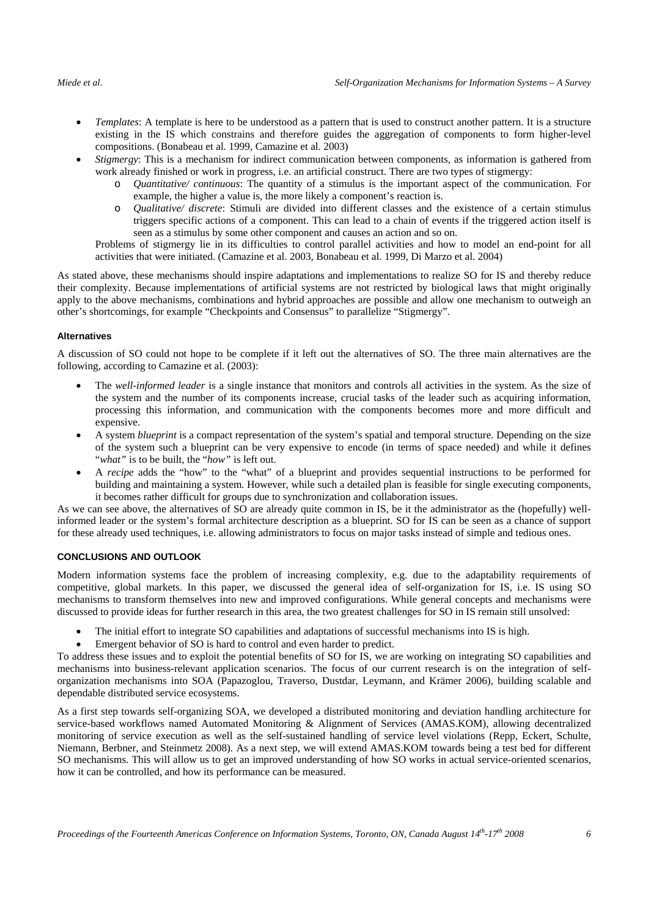- *Templates*: A template is here to be understood as a pattern that is used to construct another pattern. It is a structure existing in the IS which constrains and therefore guides the aggregation of components to form higher-level compositions. (Bonabeau et al. 1999, Camazine et al. 2003)
- *Stigmergy*: This is a mechanism for indirect communication between components, as information is gathered from work already finished or work in progress, i.e. an artificial construct. There are two types of stigmergy:
  - *Quantitative/ continuous*: The quantity of a stimulus is the important aspect of the communication. For example, the higher a value is, the more likely a component's reaction is.
  - *Qualitative/ discrete*: Stimuli are divided into different classes and the existence of a certain stimulus triggers specific actions of a component. This can lead to a chain of events if the triggered action itself is seen as a stimulus by some other component and causes an action and so on.

  Problems of stigmergy lie in its difficulties to control parallel activities and how to model an end-point for all activities that were initiated. (Camazine et al. 2003, Bonabeau et al. 1999, Di Marzo et al. 2004)

As stated above, these mechanisms should inspire adaptations and implementations to realize SO for IS and thereby reduce their complexity. Because implementations of artificial systems are not restricted by biological laws that might originally apply to the above mechanisms, combinations and hybrid approaches are possible and allow one mechanism to outweigh an other's shortcomings, for example "Checkpoints and Consensus" to parallelize "Stigmergy".

#### Alternatives

A discussion of SO could not hope to be complete if it left out the alternatives of SO. The three main alternatives are the following, according to Camazine et al. (2003):

- The *well-informed leader* is a single instance that monitors and controls all activities in the system. As the size of the system and the number of its components increase, crucial tasks of the leader such as acquiring information, processing this information, and communication with the components becomes more and more difficult and expensive.
- A system *blueprint* is a compact representation of the system's spatial and temporal structure. Depending on the size of the system such a blueprint can be very expensive to encode (in terms of space needed) and while it defines "*what"* is to be built, the "*how"* is left out.
- A *recipe* adds the "how" to the "what" of a blueprint and provides sequential instructions to be performed for building and maintaining a system. However, while such a detailed plan is feasible for single executing components, it becomes rather difficult for groups due to synchronization and collaboration issues.

As we can see above, the alternatives of SO are already quite common in IS, be it the administrator as the (hopefully) well-informed leader or the system's formal architecture description as a blueprint. SO for IS can be seen as a chance of support for these already used techniques, i.e. allowing administrators to focus on major tasks instead of simple and tedious ones.

### CONCLUSIONS AND OUTLOOK

Modern information systems face the problem of increasing complexity, e.g. due to the adaptability requirements of competitive, global markets. In this paper, we discussed the general idea of self-organization for IS, i.e. IS using SO mechanisms to transform themselves into new and improved configurations. While general concepts and mechanisms were discussed to provide ideas for further research in this area, the two greatest challenges for SO in IS remain still unsolved:

- The initial effort to integrate SO capabilities and adaptations of successful mechanisms into IS is high.
- Emergent behavior of SO is hard to control and even harder to predict.

To address these issues and to exploit the potential benefits of SO for IS, we are working on integrating SO capabilities and mechanisms into business-relevant application scenarios. The focus of our current research is on the integration of self-organization mechanisms into SOA (Papazoglou, Traverso, Dustdar, Leymann, and Krämer 2006), building scalable and dependable distributed service ecosystems.

As a first step towards self-organizing SOA, we developed a distributed monitoring and deviation handling architecture for service-based workflows named Automated Monitoring & Alignment of Services (AMAS.KOM), allowing decentralized monitoring of service execution as well as the self-sustained handling of service level violations (Repp, Eckert, Schulte, Niemann, Berbner, and Steinmetz 2008). As a next step, we will extend AMAS.KOM towards being a test bed for different SO mechanisms. This will allow us to get an improved understanding of how SO works in actual service-oriented scenarios, how it can be controlled, and how its performance can be measured.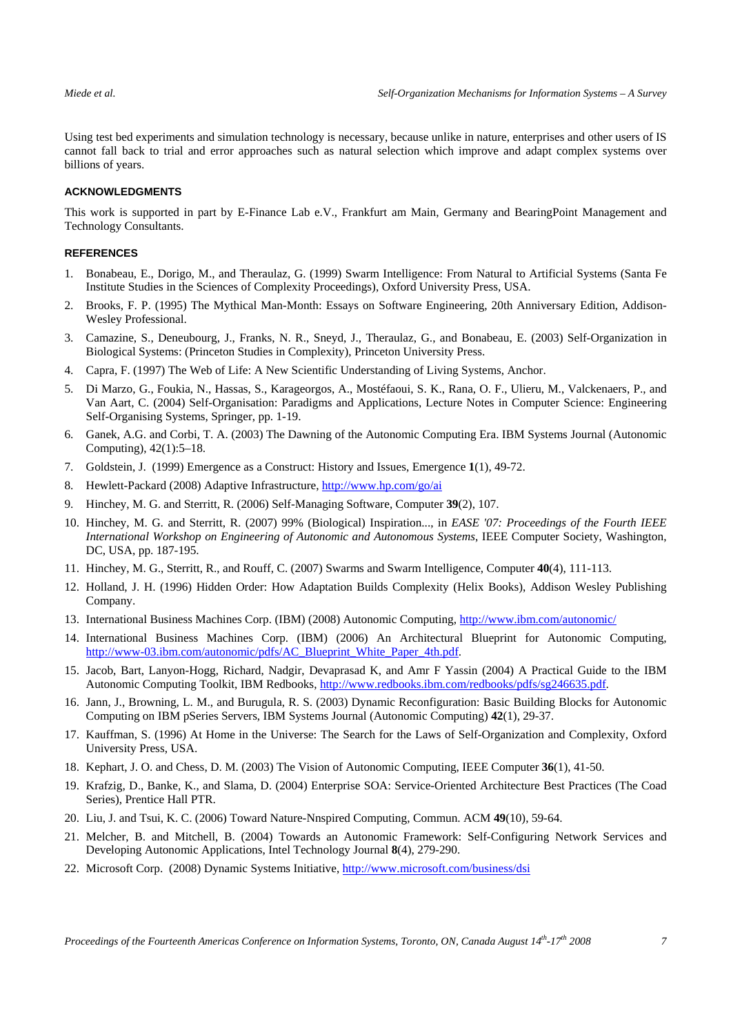Using test bed experiments and simulation technology is necessary, because unlike in nature, enterprises and other users of IS cannot fall back to trial and error approaches such as natural selection which improve and adapt complex systems over billions of years.

## ACKNOWLEDGMENTS

This work is supported in part by E-Finance Lab e.V., Frankfurt am Main, Germany and BearingPoint Management and Technology Consultants.

## REFERENCES

1. Bonabeau, E., Dorigo, M., and Theraulaz, G. (1999) Swarm Intelligence: From Natural to Artificial Systems (Santa Fe Institute Studies in the Sciences of Complexity Proceedings), Oxford University Press, USA.
2. Brooks, F. P. (1995) The Mythical Man-Month: Essays on Software Engineering, 20th Anniversary Edition, Addison-Wesley Professional.
3. Camazine, S., Deneubourg, J., Franks, N. R., Sneyd, J., Theraulaz, G., and Bonabeau, E. (2003) Self-Organization in Biological Systems: (Princeton Studies in Complexity), Princeton University Press.
4. Capra, F. (1997) The Web of Life: A New Scientific Understanding of Living Systems, Anchor.
5. Di Marzo, G., Foukia, N., Hassas, S., Karageorgos, A., Mostéfaoui, S. K., Rana, O. F., Ulieru, M., Valckenaers, P., and Van Aart, C. (2004) Self-Organisation: Paradigms and Applications, Lecture Notes in Computer Science: Engineering Self-Organising Systems, Springer, pp. 1-19.
6. Ganek, A.G. and Corbi, T. A. (2003) The Dawning of the Autonomic Computing Era. IBM Systems Journal (Autonomic Computing), 42(1):5–18.
7. Goldstein, J. (1999) Emergence as a Construct: History and Issues, Emergence **1**(1), 49-72.
8. Hewlett-Packard (2008) Adaptive Infrastructure, http://www.hp.com/go/ai
9. Hinchey, M. G. and Sterritt, R. (2006) Self-Managing Software, Computer **39**(2), 107.
10. Hinchey, M. G. and Sterritt, R. (2007) 99% (Biological) Inspiration..., in *EASE '07: Proceedings of the Fourth IEEE International Workshop on Engineering of Autonomic and Autonomous Systems*, IEEE Computer Society, Washington, DC, USA, pp. 187-195.
11. Hinchey, M. G., Sterritt, R., and Rouff, C. (2007) Swarms and Swarm Intelligence, Computer **40**(4), 111-113.
12. Holland, J. H. (1996) Hidden Order: How Adaptation Builds Complexity (Helix Books), Addison Wesley Publishing Company.
13. International Business Machines Corp. (IBM) (2008) Autonomic Computing, http://www.ibm.com/autonomic/
14. International Business Machines Corp. (IBM) (2006) An Architectural Blueprint for Autonomic Computing, http://www-03.ibm.com/autonomic/pdfs/AC_Blueprint_White_Paper_4th.pdf.
15. Jacob, Bart, Lanyon-Hogg, Richard, Nadgir, Devaprasad K, and Amr F Yassin (2004) A Practical Guide to the IBM Autonomic Computing Toolkit, IBM Redbooks, http://www.redbooks.ibm.com/redbooks/pdfs/sg246635.pdf.
16. Jann, J., Browning, L. M., and Burugula, R. S. (2003) Dynamic Reconfiguration: Basic Building Blocks for Autonomic Computing on IBM pSeries Servers, IBM Systems Journal (Autonomic Computing) **42**(1), 29-37.
17. Kauffman, S. (1996) At Home in the Universe: The Search for the Laws of Self-Organization and Complexity, Oxford University Press, USA.
18. Kephart, J. O. and Chess, D. M. (2003) The Vision of Autonomic Computing, IEEE Computer **36**(1), 41-50.
19. Krafzig, D., Banke, K., and Slama, D. (2004) Enterprise SOA: Service-Oriented Architecture Best Practices (The Coad Series), Prentice Hall PTR.
20. Liu, J. and Tsui, K. C. (2006) Toward Nature-Nnspired Computing, Commun. ACM **49**(10), 59-64.
21. Melcher, B. and Mitchell, B. (2004) Towards an Autonomic Framework: Self-Configuring Network Services and Developing Autonomic Applications, Intel Technology Journal **8**(4), 279-290.
22. Microsoft Corp. (2008) Dynamic Systems Initiative, http://www.microsoft.com/business/dsi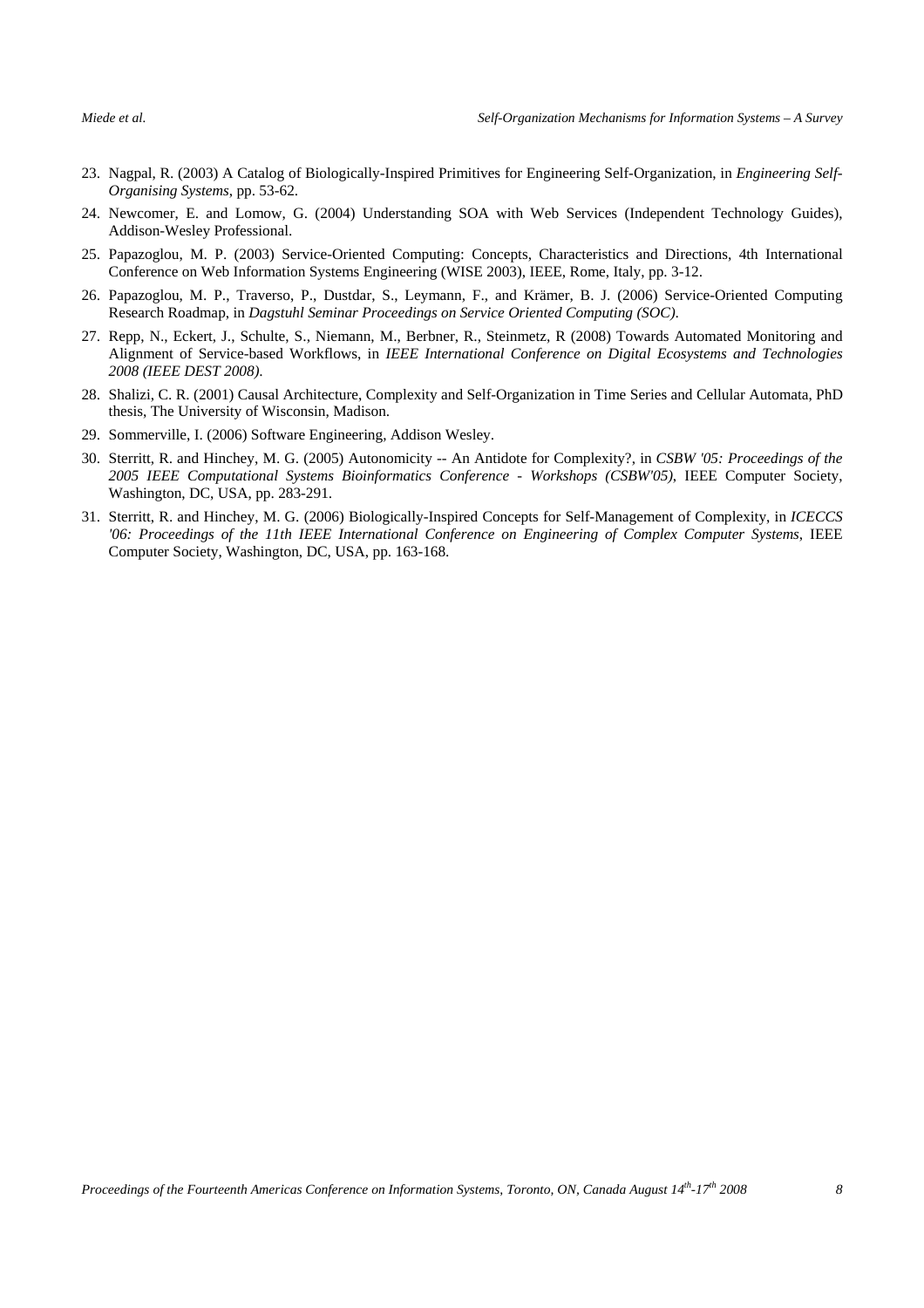23. Nagpal, R. (2003) A Catalog of Biologically-Inspired Primitives for Engineering Self-Organization, in *Engineering Self-Organising Systems*, pp. 53-62.
24. Newcomer, E. and Lomow, G. (2004) Understanding SOA with Web Services (Independent Technology Guides), Addison-Wesley Professional.
25. Papazoglou, M. P. (2003) Service-Oriented Computing: Concepts, Characteristics and Directions, 4th International Conference on Web Information Systems Engineering (WISE 2003), IEEE, Rome, Italy, pp. 3-12.
26. Papazoglou, M. P., Traverso, P., Dustdar, S., Leymann, F., and Krämer, B. J. (2006) Service-Oriented Computing Research Roadmap, in *Dagstuhl Seminar Proceedings on Service Oriented Computing (SOC)*.
27. Repp, N., Eckert, J., Schulte, S., Niemann, M., Berbner, R., Steinmetz, R (2008) Towards Automated Monitoring and Alignment of Service-based Workflows, in *IEEE International Conference on Digital Ecosystems and Technologies 2008 (IEEE DEST 2008)*.
28. Shalizi, C. R. (2001) Causal Architecture, Complexity and Self-Organization in Time Series and Cellular Automata, PhD thesis, The University of Wisconsin, Madison.
29. Sommerville, I. (2006) Software Engineering, Addison Wesley.
30. Sterritt, R. and Hinchey, M. G. (2005) Autonomicity -- An Antidote for Complexity?, in *CSBW '05: Proceedings of the 2005 IEEE Computational Systems Bioinformatics Conference - Workshops (CSBW'05)*, IEEE Computer Society, Washington, DC, USA, pp. 283-291.
31. Sterritt, R. and Hinchey, M. G. (2006) Biologically-Inspired Concepts for Self-Management of Complexity, in *ICECCS '06: Proceedings of the 11th IEEE International Conference on Engineering of Complex Computer Systems*, IEEE Computer Society, Washington, DC, USA, pp. 163-168.